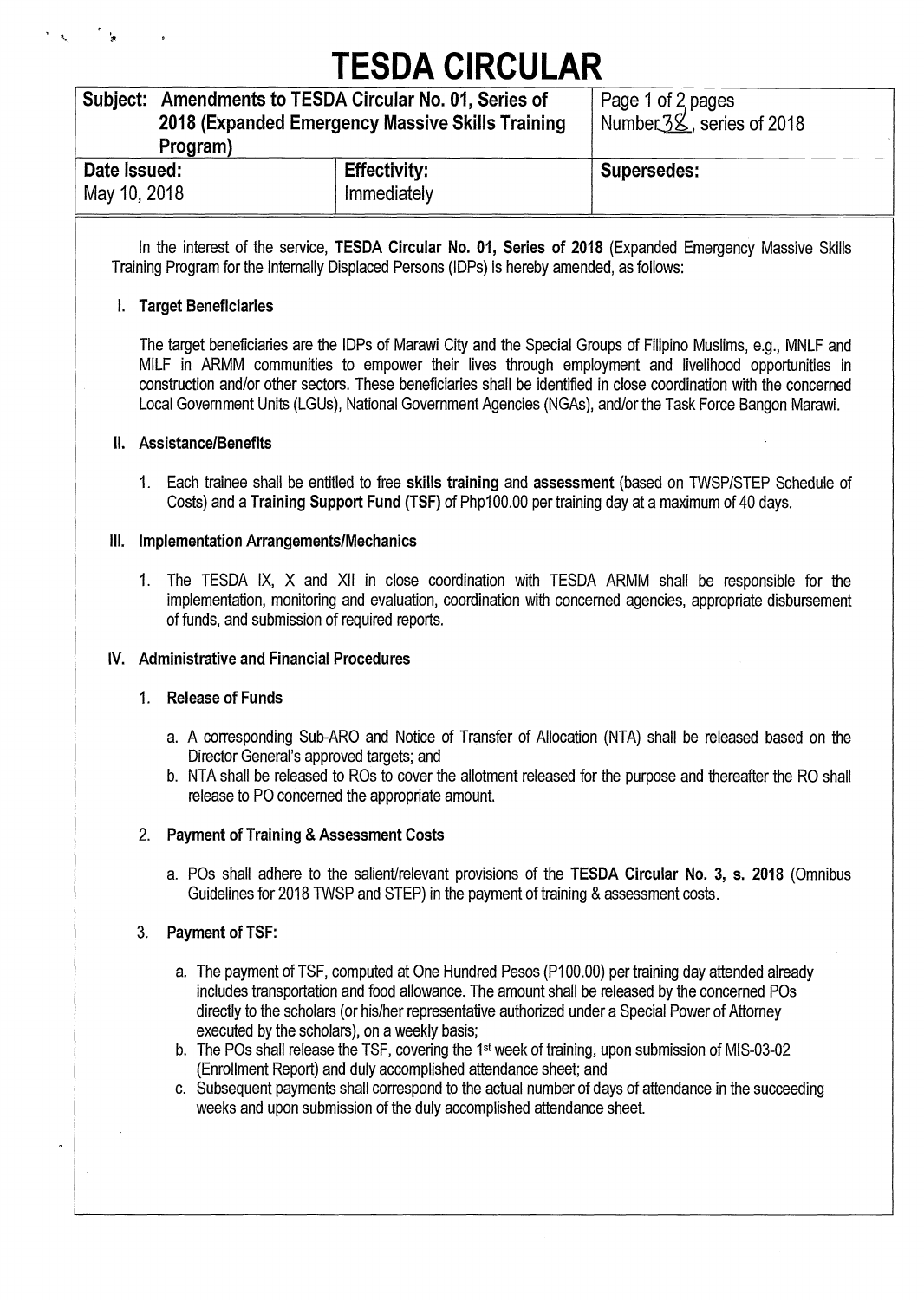# TESDA CIRCULAR

| Subject: Amendments to TESDA Circular No. 01, Series of 2018 (Expanded Emergency Massive Skills Training Program) | | Page 1 of 2 pages<br>Number 38, series of 2018 |
|---|---|---|
| **Date Issued:**<br>May 10, 2018 | **Effectivity:**<br>Immediately | **Supersedes:** |

In the interest of the service, **TESDA Circular No. 01, Series of 2018** (Expanded Emergency Massive Skills Training Program for the Internally Displaced Persons (IDPs) is hereby amended, as follows:

## I. Target Beneficiaries

The target beneficiaries are the IDPs of Marawi City and the Special Groups of Filipino Muslims, e.g., MNLF and MILF in ARMM communities to empower their lives through employment and livelihood opportunities in construction and/or other sectors. These beneficiaries shall be identified in close coordination with the concerned Local Government Units (LGUs), National Government Agencies (NGAs), and/or the Task Force Bangon Marawi.

## II. Assistance/Benefits

1. Each trainee shall be entitled to free **skills training** and **assessment** (based on TWSP/STEP Schedule of Costs) and a **Training Support Fund (TSF)** of Php100.00 per training day at a maximum of 40 days.

## III. Implementation Arrangements/Mechanics

1. The TESDA IX, X and XII in close coordination with TESDA ARMM shall be responsible for the implementation, monitoring and evaluation, coordination with concerned agencies, appropriate disbursement of funds, and submission of required reports.

## IV. Administrative and Financial Procedures

### 1. Release of Funds

a. A corresponding Sub-ARO and Notice of Transfer of Allocation (NTA) shall be released based on the Director General's approved targets; and

b. NTA shall be released to ROs to cover the allotment released for the purpose and thereafter the RO shall release to PO concerned the appropriate amount.

### 2. Payment of Training & Assessment Costs

a. POs shall adhere to the salient/relevant provisions of the **TESDA Circular No. 3, s. 2018** (Omnibus Guidelines for 2018 TWSP and STEP) in the payment of training & assessment costs.

### 3. Payment of TSF:

a. The payment of TSF, computed at One Hundred Pesos (P100.00) per training day attended already includes transportation and food allowance. The amount shall be released by the concerned POs directly to the scholars (or his/her representative authorized under a Special Power of Attorney executed by the scholars), on a weekly basis;

b. The POs shall release the TSF, covering the 1st week of training, upon submission of MIS-03-02 (Enrollment Report) and duly accomplished attendance sheet; and

c. Subsequent payments shall correspond to the actual number of days of attendance in the succeeding weeks and upon submission of the duly accomplished attendance sheet.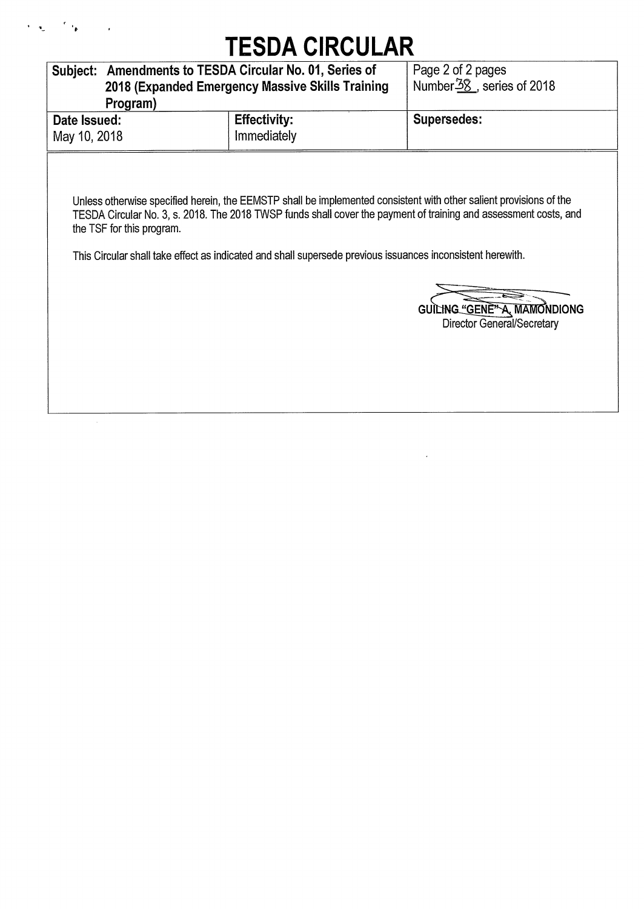# TESDA CIRCULAR

| | | |
|---|---|---|
| **Subject: Amendments to TESDA Circular No. 01, Series of 2018 (Expanded Emergency Massive Skills Training Program)** | | Number 38, series of 2018 |
| **Date Issued:** May 10, 2018 | **Effectivity:** Immediately | **Supersedes:** |

Unless otherwise specified herein, the EEMSTP shall be implemented consistent with other salient provisions of the TESDA Circular No. 3, s. 2018. The 2018 TWSP funds shall cover the payment of training and assessment costs, and the TSF for this program.

This Circular shall take effect as indicated and shall supersede previous issuances inconsistent herewith.

**GUILING "GENE" A. MAMONDIONG**
Director General/Secretary